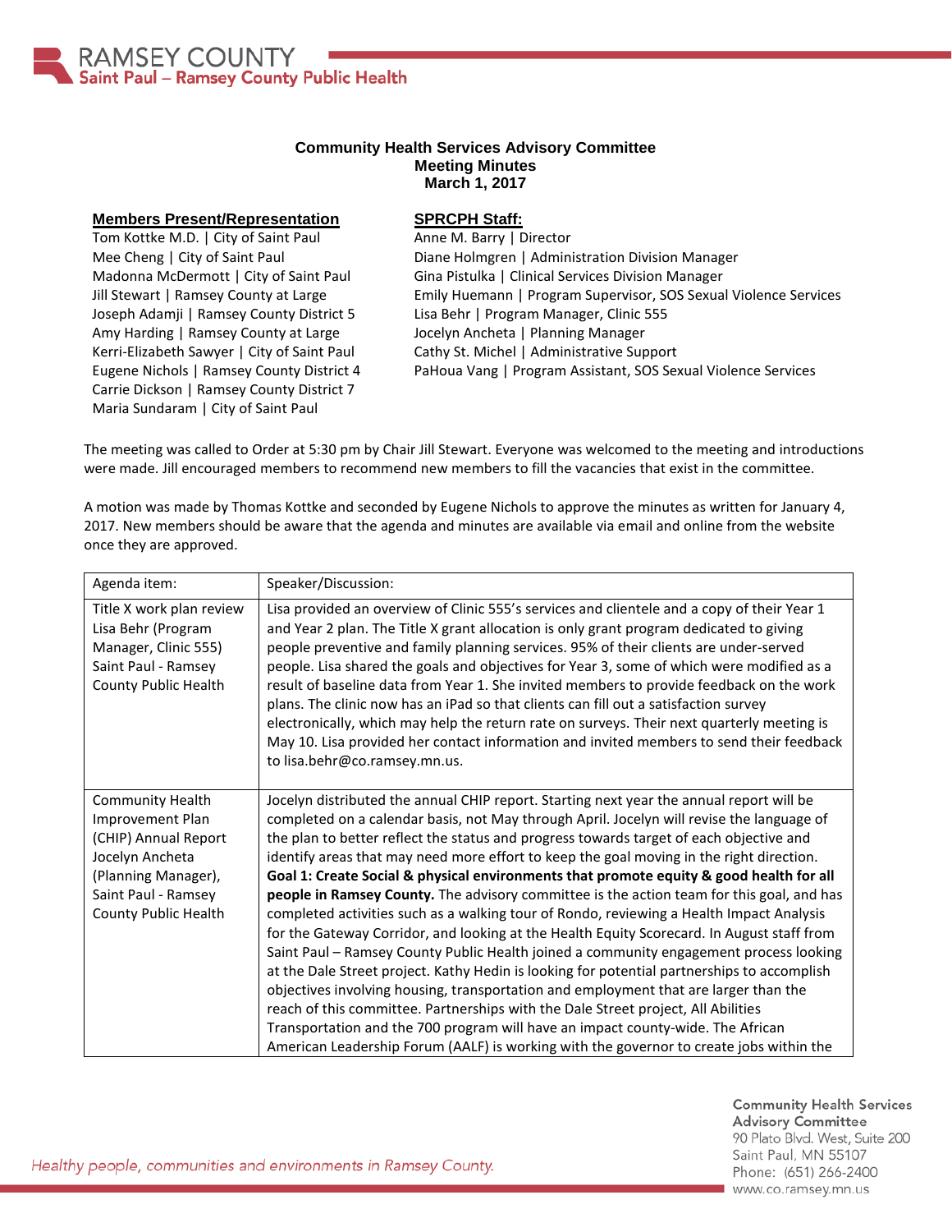RAMSEY COUNTY
Saint Paul – Ramsey County Public Health

**Community Health Services Advisory Committee**
**Meeting Minutes**
**March 1, 2017**

**Members Present/Representation**

Tom Kottke M.D. | City of Saint Paul
Mee Cheng | City of Saint Paul
Madonna McDermott | City of Saint Paul
Jill Stewart | Ramsey County at Large
Joseph Adamji | Ramsey County District 5
Amy Harding | Ramsey County at Large
Kerri-Elizabeth Sawyer | City of Saint Paul
Eugene Nichols | Ramsey County District 4
Carrie Dickson | Ramsey County District 7
Maria Sundaram | City of Saint Paul

**SPRCPH Staff:**

Anne M. Barry | Director
Diane Holmgren | Administration Division Manager
Gina Pistulka | Clinical Services Division Manager
Emily Huemann | Program Supervisor, SOS Sexual Violence Services
Lisa Behr | Program Manager, Clinic 555
Jocelyn Ancheta | Planning Manager
Cathy St. Michel | Administrative Support
PaHoua Vang | Program Assistant, SOS Sexual Violence Services

The meeting was called to Order at 5:30 pm by Chair Jill Stewart. Everyone was welcomed to the meeting and introductions were made. Jill encouraged members to recommend new members to fill the vacancies that exist in the committee.

A motion was made by Thomas Kottke and seconded by Eugene Nichols to approve the minutes as written for January 4, 2017. New members should be aware that the agenda and minutes are available via email and online from the website once they are approved.

| Agenda item: | Speaker/Discussion: |
|---|---|
| Title X work plan review Lisa Behr (Program Manager, Clinic 555) Saint Paul - Ramsey County Public Health | Lisa provided an overview of Clinic 555's services and clientele and a copy of their Year 1 and Year 2 plan. The Title X grant allocation is only grant program dedicated to giving people preventive and family planning services. 95% of their clients are under-served people. Lisa shared the goals and objectives for Year 3, some of which were modified as a result of baseline data from Year 1. She invited members to provide feedback on the work plans. The clinic now has an iPad so that clients can fill out a satisfaction survey electronically, which may help the return rate on surveys. Their next quarterly meeting is May 10. Lisa provided her contact information and invited members to send their feedback to lisa.behr@co.ramsey.mn.us. |
| Community Health Improvement Plan (CHIP) Annual Report Jocelyn Ancheta (Planning Manager), Saint Paul - Ramsey County Public Health | Jocelyn distributed the annual CHIP report. Starting next year the annual report will be completed on a calendar basis, not May through April. Jocelyn will revise the language of the plan to better reflect the status and progress towards target of each objective and identify areas that may need more effort to keep the goal moving in the right direction. **Goal 1: Create Social & physical environments that promote equity & good health for all people in Ramsey County.** The advisory committee is the action team for this goal, and has completed activities such as a walking tour of Rondo, reviewing a Health Impact Analysis for the Gateway Corridor, and looking at the Health Equity Scorecard. In August staff from Saint Paul – Ramsey County Public Health joined a community engagement process looking at the Dale Street project. Kathy Hedin is looking for potential partnerships to accomplish objectives involving housing, transportation and employment that are larger than the reach of this committee. Partnerships with the Dale Street project, All Abilities Transportation and the 700 program will have an impact county-wide. The African American Leadership Forum (AALF) is working with the governor to create jobs within the |

*Healthy people, communities and environments in Ramsey County.*

Community Health Services Advisory Committee
90 Plato Blvd. West, Suite 200
Saint Paul, MN 55107
Phone: (651) 266-2400
www.co.ramsey.mn.us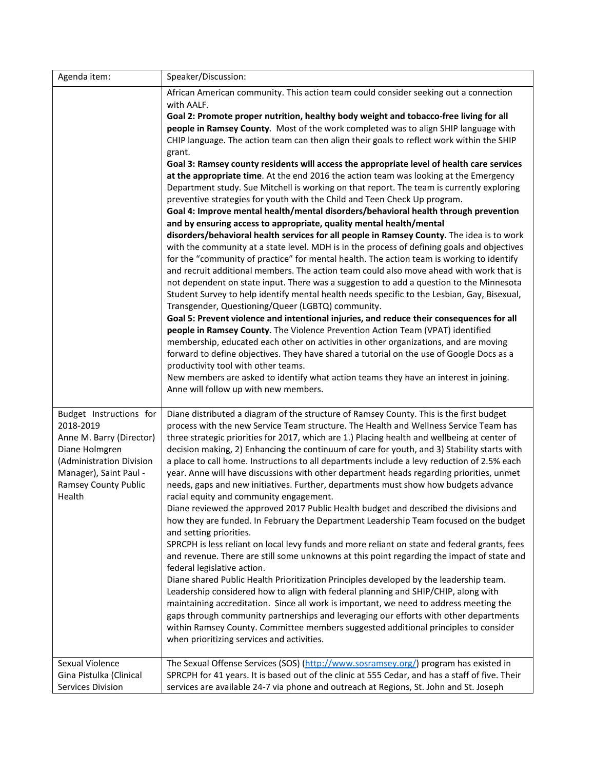| Agenda item: | Speaker/Discussion: |
|---|---|
| | African American community. This action team could consider seeking out a connection with AALF.<br>**Goal 2: Promote proper nutrition, healthy body weight and tobacco-free living for all people in Ramsey County**. Most of the work completed was to align SHIP language with CHIP language. The action team can then align their goals to reflect work within the SHIP grant.<br>**Goal 3: Ramsey county residents will access the appropriate level of health care services at the appropriate time**. At the end 2016 the action team was looking at the Emergency Department study. Sue Mitchell is working on that report. The team is currently exploring preventive strategies for youth with the Child and Teen Check Up program.<br>**Goal 4: Improve mental health/mental disorders/behavioral health through prevention and by ensuring access to appropriate, quality mental health/mental disorders/behavioral health services for all people in Ramsey County.** The idea is to work with the community at a state level. MDH is in the process of defining goals and objectives for the "community of practice" for mental health. The action team is working to identify and recruit additional members. The action team could also move ahead with work that is not dependent on state input. There was a suggestion to add a question to the Minnesota Student Survey to help identify mental health needs specific to the Lesbian, Gay, Bisexual, Transgender, Questioning/Queer (LGBTQ) community.<br>**Goal 5: Prevent violence and intentional injuries, and reduce their consequences for all people in Ramsey County**. The Violence Prevention Action Team (VPAT) identified membership, educated each other on activities in other organizations, and are moving forward to define objectives. They have shared a tutorial on the use of Google Docs as a productivity tool with other teams.<br>New members are asked to identify what action teams they have an interest in joining. Anne will follow up with new members. |
| Budget Instructions for 2018-2019<br>Anne M. Barry (Director)<br>Diane Holmgren (Administration Division Manager), Saint Paul - Ramsey County Public Health | Diane distributed a diagram of the structure of Ramsey County. This is the first budget process with the new Service Team structure. The Health and Wellness Service Team has three strategic priorities for 2017, which are 1.) Placing health and wellbeing at center of decision making, 2) Enhancing the continuum of care for youth, and 3) Stability starts with a place to call home. Instructions to all departments include a levy reduction of 2.5% each year. Anne will have discussions with other department heads regarding priorities, unmet needs, gaps and new initiatives. Further, departments must show how budgets advance racial equity and community engagement.<br>Diane reviewed the approved 2017 Public Health budget and described the divisions and how they are funded. In February the Department Leadership Team focused on the budget and setting priorities.<br>SPRCPH is less reliant on local levy funds and more reliant on state and federal grants, fees and revenue. There are still some unknowns at this point regarding the impact of state and federal legislative action.<br>Diane shared Public Health Prioritization Principles developed by the leadership team. Leadership considered how to align with federal planning and SHIP/CHIP, along with maintaining accreditation. Since all work is important, we need to address meeting the gaps through community partnerships and leveraging our efforts with other departments within Ramsey County. Committee members suggested additional principles to consider when prioritizing services and activities. |
| Sexual Violence<br>Gina Pistulka (Clinical Services Division | The Sexual Offense Services (SOS) (http://www.sosramsey.org/) program has existed in SPRCPH for 41 years. It is based out of the clinic at 555 Cedar, and has a staff of five. Their services are available 24-7 via phone and outreach at Regions, St. John and St. Joseph |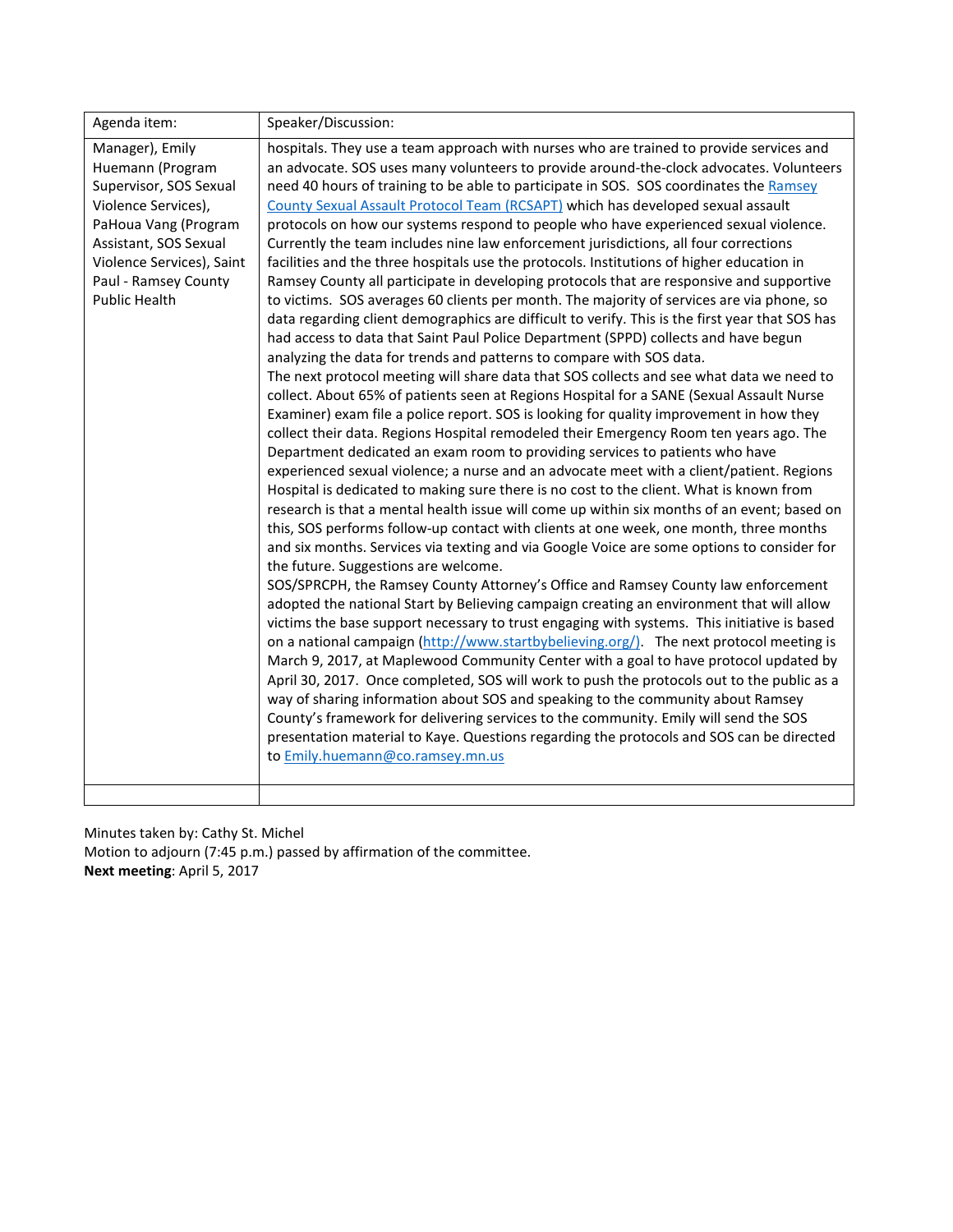| Agenda item: | Speaker/Discussion: |
|---|---|
| Manager), Emily Huemann (Program Supervisor, SOS Sexual Violence Services), PaHoua Vang (Program Assistant, SOS Sexual Violence Services), Saint Paul - Ramsey County Public Health | hospitals. They use a team approach with nurses who are trained to provide services and an advocate. SOS uses many volunteers to provide around-the-clock advocates. Volunteers need 40 hours of training to be able to participate in SOS. SOS coordinates the [Ramsey County Sexual Assault Protocol Team (RCSAPT)] which has developed sexual assault protocols on how our systems respond to people who have experienced sexual violence. Currently the team includes nine law enforcement jurisdictions, all four corrections facilities and the three hospitals use the protocols. Institutions of higher education in Ramsey County all participate in developing protocols that are responsive and supportive to victims. SOS averages 60 clients per month. The majority of services are via phone, so data regarding client demographics are difficult to verify. This is the first year that SOS has had access to data that Saint Paul Police Department (SPPD) collects and have begun analyzing the data for trends and patterns to compare with SOS data.<br>The next protocol meeting will share data that SOS collects and see what data we need to collect. About 65% of patients seen at Regions Hospital for a SANE (Sexual Assault Nurse Examiner) exam file a police report. SOS is looking for quality improvement in how they collect their data. Regions Hospital remodeled their Emergency Room ten years ago. The Department dedicated an exam room to providing services to patients who have experienced sexual violence; a nurse and an advocate meet with a client/patient. Regions Hospital is dedicated to making sure there is no cost to the client. What is known from research is that a mental health issue will come up within six months of an event; based on this, SOS performs follow-up contact with clients at one week, one month, three months and six months. Services via texting and via Google Voice are some options to consider for the future. Suggestions are welcome.<br>SOS/SPRCPH, the Ramsey County Attorney's Office and Ramsey County law enforcement adopted the national Start by Believing campaign creating an environment that will allow victims the base support necessary to trust engaging with systems. This initiative is based on a national campaign (http://www.startbybelieving.org/). The next protocol meeting is March 9, 2017, at Maplewood Community Center with a goal to have protocol updated by April 30, 2017. Once completed, SOS will work to push the protocols out to the public as a way of sharing information about SOS and speaking to the community about Ramsey County's framework for delivering services to the community. Emily will send the SOS presentation material to Kaye. Questions regarding the protocols and SOS can be directed to Emily.huemann@co.ramsey.mn.us |
| | |

Minutes taken by: Cathy St. Michel
Motion to adjourn (7:45 p.m.) passed by affirmation of the committee.
**Next meeting**: April 5, 2017